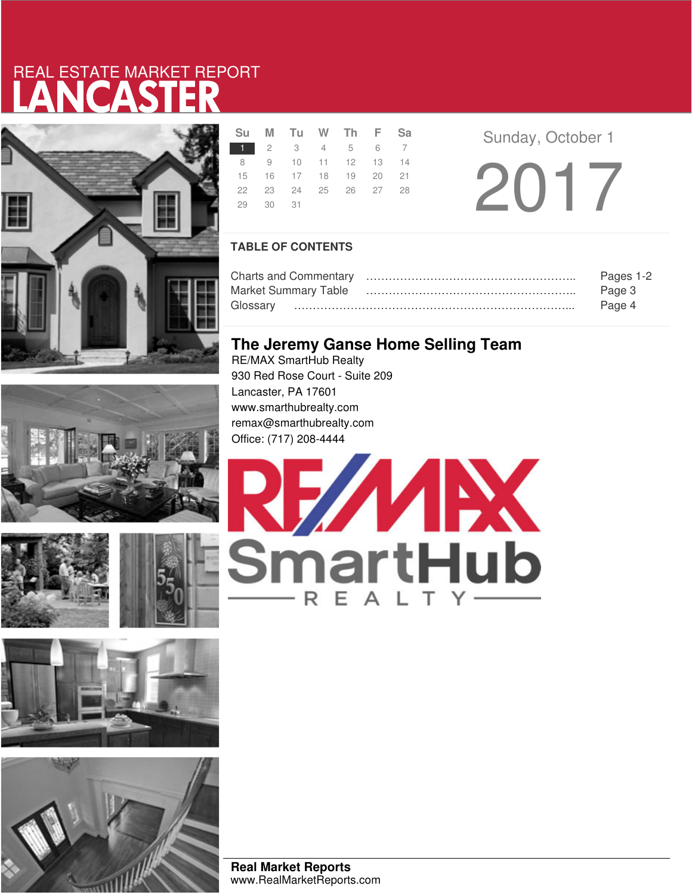REAL ESTATE MARKET REPORT

# LANCASTER

| Su | M | Tu | W | Th | F | Sa |
|---|---|---|---|---|---|---|
| 1 | 2 | 3 | 4 | 5 | 6 | 7 |
| 8 | 9 | 10 | 11 | 12 | 13 | 14 |
| 15 | 16 | 17 | 18 | 19 | 20 | 21 |
| 22 | 23 | 24 | 25 | 26 | 27 | 28 |
| 29 | 30 | 31 | | | | |

Sunday, October 1

2017

## TABLE OF CONTENTS

| | |
|---|---|
| Charts and Commentary | Pages 1-2 |
| Market Summary Table | Page 3 |
| Glossary | Page 4 |

## The Jeremy Ganse Home Selling Team

RE/MAX SmartHub Realty
930 Red Rose Court - Suite 209
Lancaster, PA 17601
www.smarthubrealty.com
remax@smarthubrealty.com
Office: (717) 208-4444

RE/MAX SmartHub REALTY

**Real Market Reports**
www.RealMarketReports.com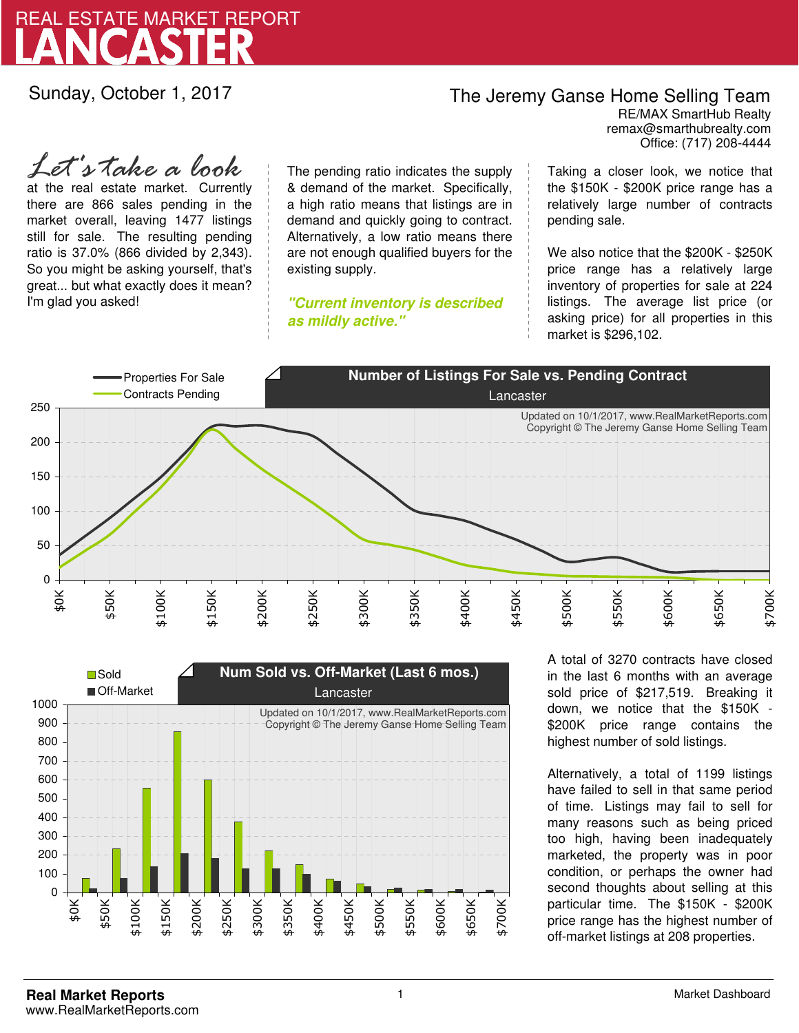# LANCASTER

REAL ESTATE MARKET REPORT

Sunday, October 1, 2017

The Jeremy Ganse Home Selling Team
RE/MAX SmartHub Realty
remax@smarthubrealty.com
Office: (717) 208-4444

*Let's take a look* at the real estate market. Currently there are 866 sales pending in the market overall, leaving 1477 listings still for sale. The resulting pending ratio is 37.0% (866 divided by 2,343). So you might be asking yourself, that's great... but what exactly does it mean? I'm glad you asked!

The pending ratio indicates the supply & demand of the market. Specifically, a high ratio means that listings are in demand and quickly going to contract. Alternatively, a low ratio means there are not enough qualified buyers for the existing supply.

***"Current inventory is described as mildly active."***

Taking a closer look, we notice that the $150K - $200K price range has a relatively large number of contracts pending sale.

We also notice that the $200K - $250K price range has a relatively large inventory of properties for sale at 224 listings. The average list price (or asking price) for all properties in this market is $296,102.

**Number of Listings For Sale vs. Pending Contract**
Lancaster

Properties For Sale
Contracts Pending

Updated on 10/1/2017, www.RealMarketReports.com
Copyright © The Jeremy Ganse Home Selling Team

**Num Sold vs. Off-Market (Last 6 mos.)**
Lancaster

Sold
Off-Market

Updated on 10/1/2017, www.RealMarketReports.com
Copyright © The Jeremy Ganse Home Selling Team

A total of 3270 contracts have closed in the last 6 months with an average sold price of $217,519. Breaking it down, we notice that the $150K - $200K price range contains the highest number of sold listings.

Alternatively, a total of 1199 listings have failed to sell in that same period of time. Listings may fail to sell for many reasons such as being priced too high, having been inadequately marketed, the property was in poor condition, or perhaps the owner had second thoughts about selling at this particular time. The $150K - $200K price range has the highest number of off-market listings at 208 properties.

**Real Market Reports**
www.RealMarketReports.com

Market Dashboard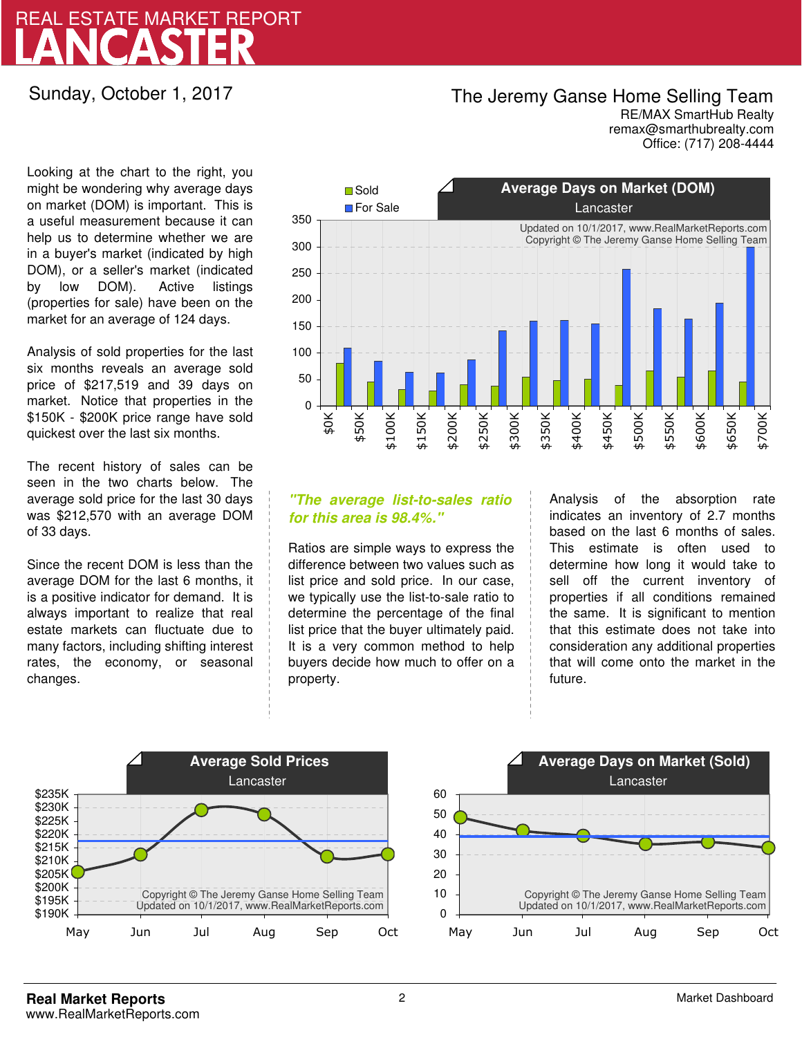# REAL ESTATE MARKET REPORT
# LANCASTER

Sunday, October 1, 2017

**The Jeremy Ganse Home Selling Team**
RE/MAX SmartHub Realty
remax@smarthubrealty.com
Office: (717) 208-4444

Looking at the chart to the right, you might be wondering why average days on market (DOM) is important. This is a useful measurement because it can help us to determine whether we are in a buyer's market (indicated by high DOM), or a seller's market (indicated by low DOM). Active listings (properties for sale) have been on the market for an average of 124 days.

Analysis of sold properties for the last six months reveals an average sold price of $217,519 and 39 days on market. Notice that properties in the $150K - $200K price range have sold quickest over the last six months.

The recent history of sales can be seen in the two charts below. The average sold price for the last 30 days was $212,570 with an average DOM of 33 days.

Since the recent DOM is less than the average DOM for the last 6 months, it is a positive indicator for demand. It is always important to realize that real estate markets can fluctuate due to many factors, including shifting interest rates, the economy, or seasonal changes.

**Average Days on Market (DOM)**
Lancaster

*"The average list-to-sales ratio for this area is 98.4%."*

Ratios are simple ways to express the difference between two values such as list price and sold price. In our case, we typically use the list-to-sale ratio to determine the percentage of the final list price that the buyer ultimately paid. It is a very common method to help buyers decide how much to offer on a property.

Analysis of the absorption rate indicates an inventory of 2.7 months based on the last 6 months of sales. This estimate is often used to determine how long it would take to sell off the current inventory of properties if all conditions remained the same. It is significant to mention that this estimate does not take into consideration any additional properties that will come onto the market in the future.

**Average Sold Prices**
Lancaster

**Average Days on Market (Sold)**
Lancaster

**Real Market Reports**
www.RealMarketReports.com

Market Dashboard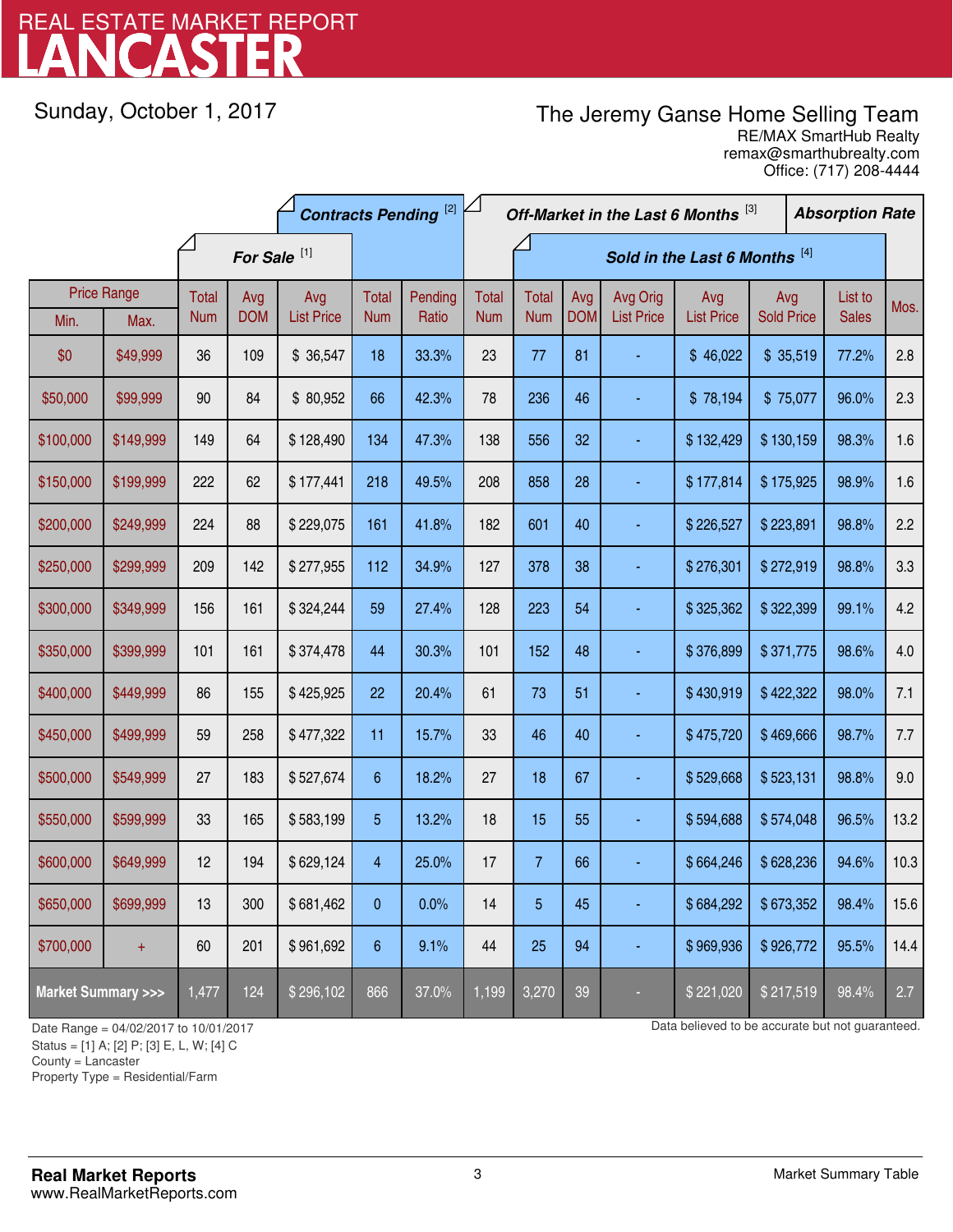# REAL ESTATE MARKET REPORT
# LANCASTER

Sunday, October 1, 2017

**The Jeremy Ganse Home Selling Team**
RE/MAX SmartHub Realty
remax@smarthubrealty.com
Office: (717) 208-4444

| Price Range | | For Sale [1] | | | Contracts Pending [2] | | Off-Market in the Last 6 Months [3] | Sold in the Last 6 Months [4] | | | | | | Absorption Rate |
|---|---|---|---|---|---|---|---|---|---|---|---|---|---|---|
| Min. | Max. | Total Num | Avg DOM | Avg List Price | Total Num | Pending Ratio | Total Num | Total Num | Avg DOM | Avg Orig List Price | Avg List Price | Avg Sold Price | List to Sales | Mos. |
| $0 | $49,999 | 36 | 109 | $ 36,547 | 18 | 33.3% | 23 | 77 | 81 | - | $ 46,022 | $ 35,519 | 77.2% | 2.8 |
| $50,000 | $99,999 | 90 | 84 | $ 80,952 | 66 | 42.3% | 78 | 236 | 46 | - | $ 78,194 | $ 75,077 | 96.0% | 2.3 |
| $100,000 | $149,999 | 149 | 64 | $ 128,490 | 134 | 47.3% | 138 | 556 | 32 | - | $ 132,429 | $ 130,159 | 98.3% | 1.6 |
| $150,000 | $199,999 | 222 | 62 | $ 177,441 | 218 | 49.5% | 208 | 858 | 28 | - | $ 177,814 | $ 175,925 | 98.9% | 1.6 |
| $200,000 | $249,999 | 224 | 88 | $ 229,075 | 161 | 41.8% | 182 | 601 | 40 | - | $ 226,527 | $ 223,891 | 98.8% | 2.2 |
| $250,000 | $299,999 | 209 | 142 | $ 277,955 | 112 | 34.9% | 127 | 378 | 38 | - | $ 276,301 | $ 272,919 | 98.8% | 3.3 |
| $300,000 | $349,999 | 156 | 161 | $ 324,244 | 59 | 27.4% | 128 | 223 | 54 | - | $ 325,362 | $ 322,399 | 99.1% | 4.2 |
| $350,000 | $399,999 | 101 | 161 | $ 374,478 | 44 | 30.3% | 101 | 152 | 48 | - | $ 376,899 | $ 371,775 | 98.6% | 4.0 |
| $400,000 | $449,999 | 86 | 155 | $ 425,925 | 22 | 20.4% | 61 | 73 | 51 | - | $ 430,919 | $ 422,322 | 98.0% | 7.1 |
| $450,000 | $499,999 | 59 | 258 | $ 477,322 | 11 | 15.7% | 33 | 46 | 40 | - | $ 475,720 | $ 469,666 | 98.7% | 7.7 |
| $500,000 | $549,999 | 27 | 183 | $ 527,674 | 6 | 18.2% | 27 | 18 | 67 | - | $ 529,668 | $ 523,131 | 98.8% | 9.0 |
| $550,000 | $599,999 | 33 | 165 | $ 583,199 | 5 | 13.2% | 18 | 15 | 55 | - | $ 594,688 | $ 574,048 | 96.5% | 13.2 |
| $600,000 | $649,999 | 12 | 194 | $ 629,124 | 4 | 25.0% | 17 | 7 | 66 | - | $ 664,246 | $ 628,236 | 94.6% | 10.3 |
| $650,000 | $699,999 | 13 | 300 | $ 681,462 | 0 | 0.0% | 14 | 5 | 45 | - | $ 684,292 | $ 673,352 | 98.4% | 15.6 |
| $700,000 | + | 60 | 201 | $ 961,692 | 6 | 9.1% | 44 | 25 | 94 | - | $ 969,936 | $ 926,772 | 95.5% | 14.4 |
| **Market Summary >>>** | | 1,477 | 124 | $ 296,102 | 866 | 37.0% | 1,199 | 3,270 | 39 | - | $ 221,020 | $ 217,519 | 98.4% | 2.7 |

Date Range = 04/02/2017 to 10/01/2017
Status = [1] A; [2] P; [3] E, L, W; [4] C
County = Lancaster
Property Type = Residential/Farm

Data believed to be accurate but not guaranteed.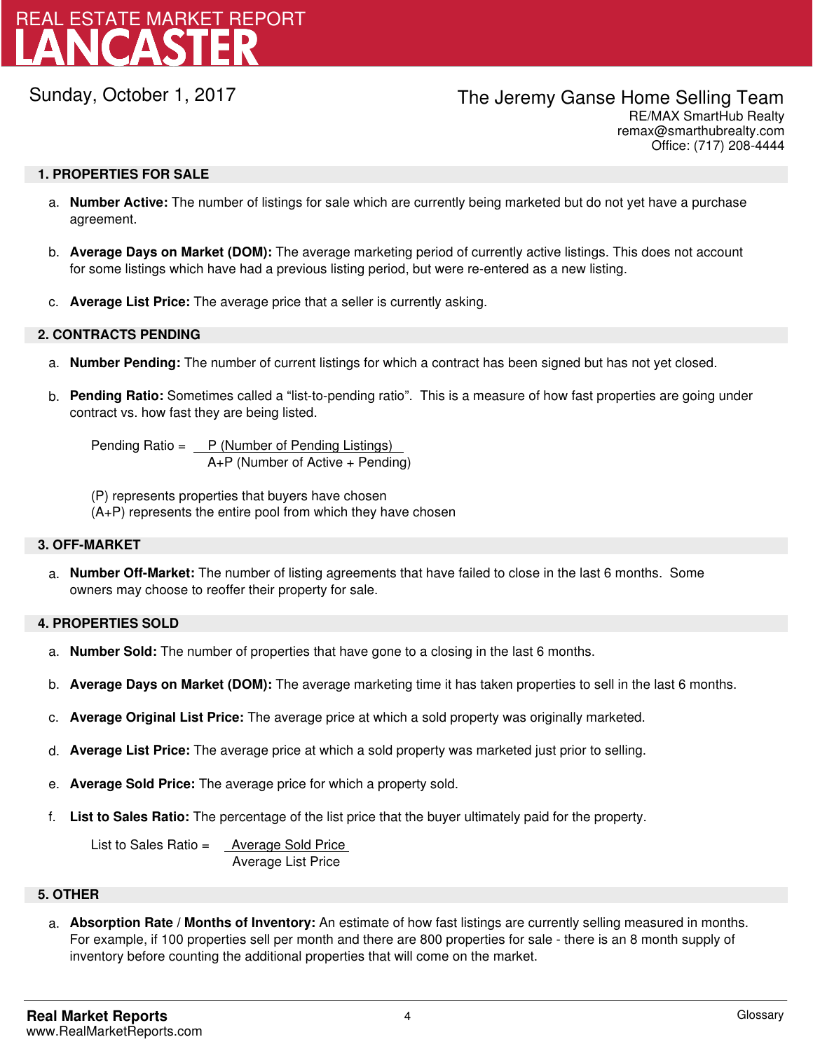# LANCASTER

REAL ESTATE MARKET REPORT

Sunday, October 1, 2017

The Jeremy Ganse Home Selling Team
RE/MAX SmartHub Realty
remax@smarthubrealty.com
Office: (717) 208-4444

## 1. PROPERTIES FOR SALE

a. **Number Active:** The number of listings for sale which are currently being marketed but do not yet have a purchase agreement.

b. **Average Days on Market (DOM):** The average marketing period of currently active listings. This does not account for some listings which have had a previous listing period, but were re-entered as a new listing.

c. **Average List Price:** The average price that a seller is currently asking.

## 2. CONTRACTS PENDING

a. **Number Pending:** The number of current listings for which a contract has been signed but has not yet closed.

b. **Pending Ratio:** Sometimes called a "list-to-pending ratio". This is a measure of how fast properties are going under contract vs. how fast they are being listed.

$$\text{Pending Ratio} = \frac{\text{P (Number of Pending Listings)}}{\text{A+P (Number of Active + Pending)}}$$

(P) represents properties that buyers have chosen
(A+P) represents the entire pool from which they have chosen

## 3. OFF-MARKET

a. **Number Off-Market:** The number of listing agreements that have failed to close in the last 6 months. Some owners may choose to reoffer their property for sale.

## 4. PROPERTIES SOLD

a. **Number Sold:** The number of properties that have gone to a closing in the last 6 months.

b. **Average Days on Market (DOM):** The average marketing time it has taken properties to sell in the last 6 months.

c. **Average Original List Price:** The average price at which a sold property was originally marketed.

d. **Average List Price:** The average price at which a sold property was marketed just prior to selling.

e. **Average Sold Price:** The average price for which a property sold.

f. **List to Sales Ratio:** The percentage of the list price that the buyer ultimately paid for the property.

$$\text{List to Sales Ratio} = \frac{\text{Average Sold Price}}{\text{Average List Price}}$$

## 5. OTHER

a. **Absorption Rate / Months of Inventory:** An estimate of how fast listings are currently selling measured in months. For example, if 100 properties sell per month and there are 800 properties for sale - there is an 8 month supply of inventory before counting the additional properties that will come on the market.

**Real Market Reports**
www.RealMarketReports.com

Glossary